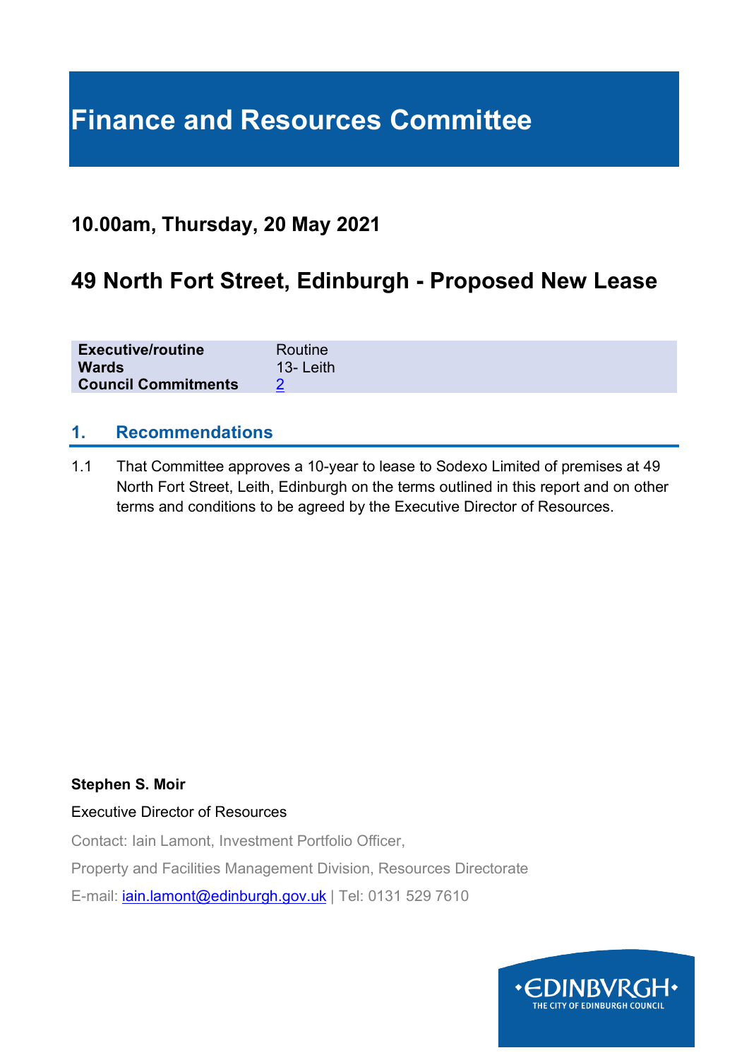# Finance and Resources Committee

## 10.00am, Thursday, 20 May 2021

## 49 North Fort Street, Edinburgh - Proposed New Lease

| | |
|---|---|
| **Executive/routine** | Routine |
| **Wards** | 13- Leith |
| **Council Commitments** | 2 |

### 1. Recommendations

1.1 That Committee approves a 10-year to lease to Sodexo Limited of premises at 49 North Fort Street, Leith, Edinburgh on the terms outlined in this report and on other terms and conditions to be agreed by the Executive Director of Resources.

**Stephen S. Moir**

Executive Director of Resources

Contact: Iain Lamont, Investment Portfolio Officer,

Property and Facilities Management Division, Resources Directorate

E-mail: iain.lamont@edinburgh.gov.uk | Tel: 0131 529 7610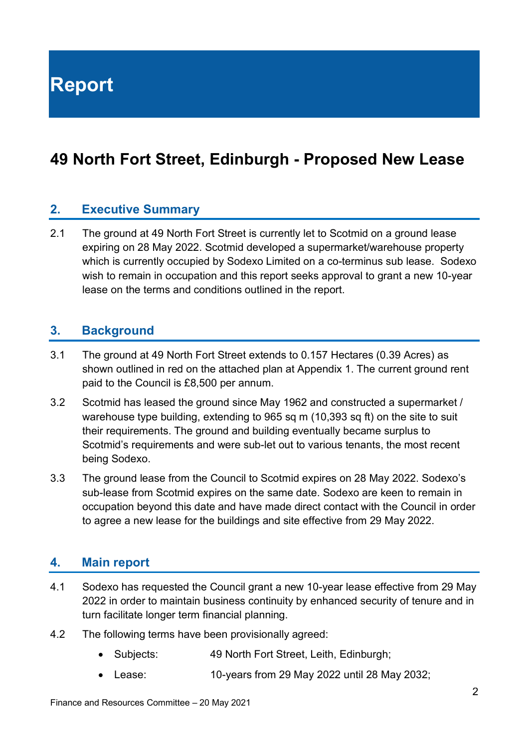# Report

# 49 North Fort Street, Edinburgh - Proposed New Lease

## 2. Executive Summary

2.1 The ground at 49 North Fort Street is currently let to Scotmid on a ground lease expiring on 28 May 2022. Scotmid developed a supermarket/warehouse property which is currently occupied by Sodexo Limited on a co-terminus sub lease. Sodexo wish to remain in occupation and this report seeks approval to grant a new 10-year lease on the terms and conditions outlined in the report.

## 3. Background

3.1 The ground at 49 North Fort Street extends to 0.157 Hectares (0.39 Acres) as shown outlined in red on the attached plan at Appendix 1. The current ground rent paid to the Council is £8,500 per annum.

3.2 Scotmid has leased the ground since May 1962 and constructed a supermarket / warehouse type building, extending to 965 sq m (10,393 sq ft) on the site to suit their requirements. The ground and building eventually became surplus to Scotmid's requirements and were sub-let out to various tenants, the most recent being Sodexo.

3.3 The ground lease from the Council to Scotmid expires on 28 May 2022. Sodexo's sub-lease from Scotmid expires on the same date. Sodexo are keen to remain in occupation beyond this date and have made direct contact with the Council in order to agree a new lease for the buildings and site effective from 29 May 2022.

## 4. Main report

4.1 Sodexo has requested the Council grant a new 10-year lease effective from 29 May 2022 in order to maintain business continuity by enhanced security of tenure and in turn facilitate longer term financial planning.

4.2 The following terms have been provisionally agreed:

- Subjects: 49 North Fort Street, Leith, Edinburgh;
- Lease: 10-years from 29 May 2022 until 28 May 2032;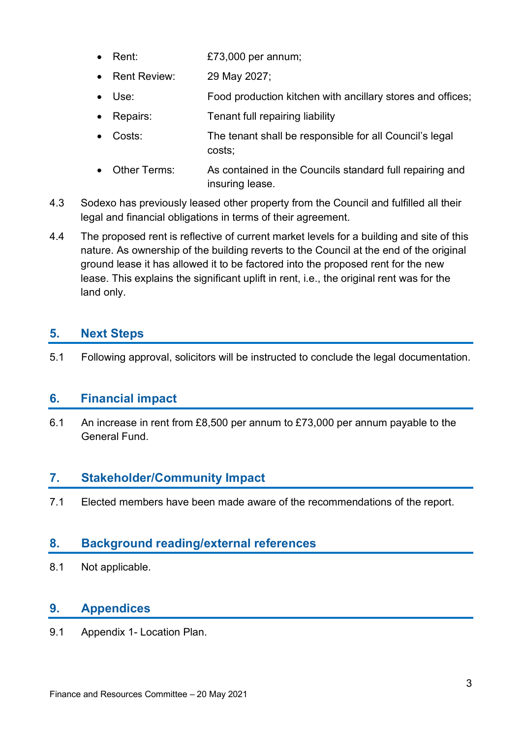- Rent: £73,000 per annum;
- Rent Review: 29 May 2027;
- Use: Food production kitchen with ancillary stores and offices;
- Repairs: Tenant full repairing liability
- Costs: The tenant shall be responsible for all Council's legal costs;
- Other Terms: As contained in the Councils standard full repairing and insuring lease.

4.3 Sodexo has previously leased other property from the Council and fulfilled all their legal and financial obligations in terms of their agreement.

4.4 The proposed rent is reflective of current market levels for a building and site of this nature. As ownership of the building reverts to the Council at the end of the original ground lease it has allowed it to be factored into the proposed rent for the new lease. This explains the significant uplift in rent, i.e., the original rent was for the land only.

## 5. Next Steps

5.1 Following approval, solicitors will be instructed to conclude the legal documentation.

## 6. Financial impact

6.1 An increase in rent from £8,500 per annum to £73,000 per annum payable to the General Fund.

## 7. Stakeholder/Community Impact

7.1 Elected members have been made aware of the recommendations of the report.

## 8. Background reading/external references

8.1 Not applicable.

## 9. Appendices

9.1 Appendix 1- Location Plan.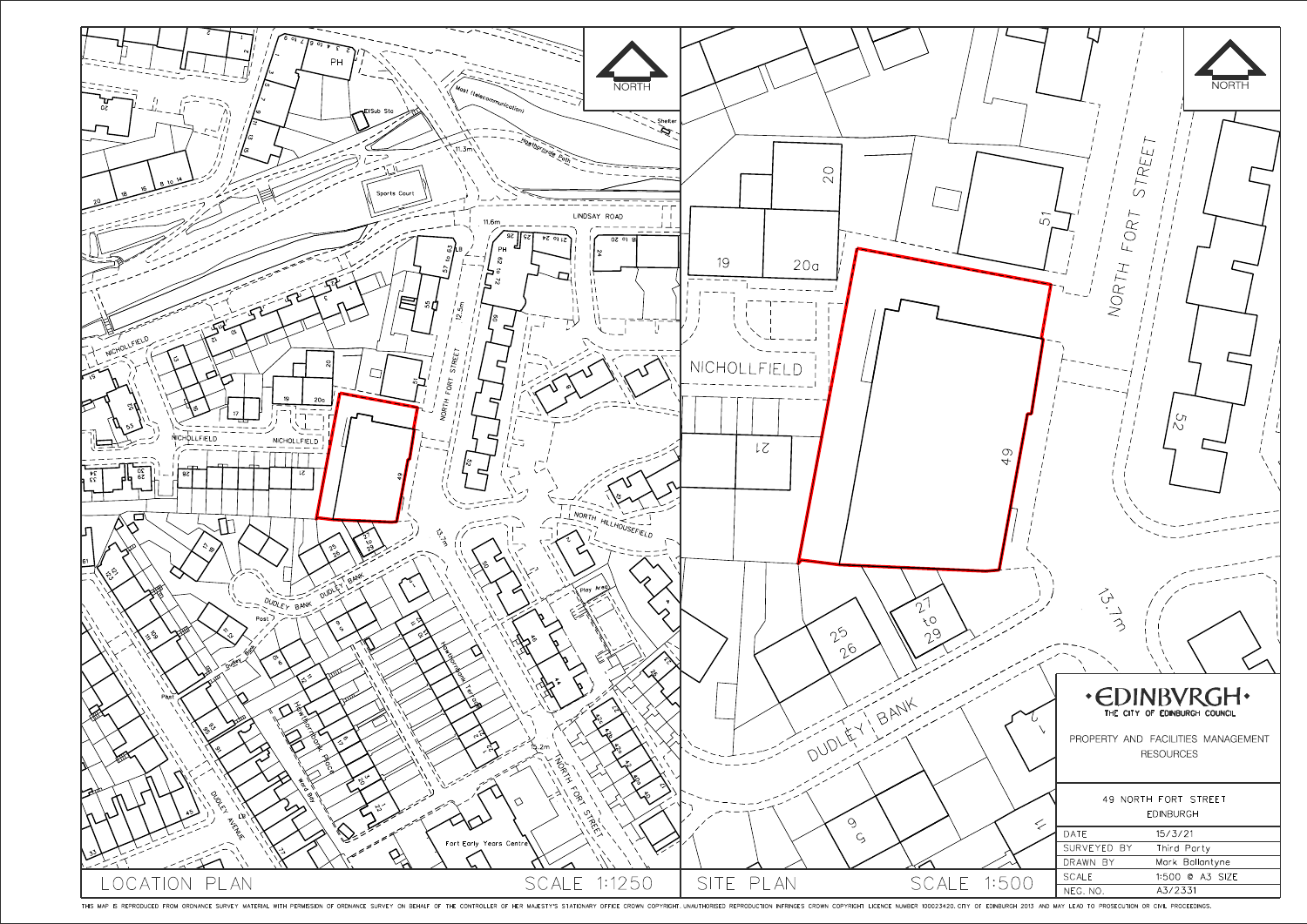LOCATION PLAN SCALE 1:1250

SITE PLAN SCALE 1:500

NORTH

·EDINBVRGH·
THE CITY OF EDINBURGH COUNCIL

PROPERTY AND FACILITIES MANAGEMENT
RESOURCES

49 NORTH FORT STREET
EDINBURGH

| | |
|---|---|
| DATE | 15/3/21 |
| SURVEYED BY | Third Party |
| DRAWN BY | Mark Ballantyne |
| SCALE | 1:500 @ A3 SIZE |
| NEG. NO. | A3/2331 |

THIS MAP IS REPRODUCED FROM ORDNANCE SURVEY MATERIAL WITH PERMISSION OF ORDNANCE SURVEY ON BEHALF OF THE CONTROLLER OF HER MAJESTY'S STATIONARY OFFICE CROWN COPYRIGHT. UNAUTHORISED REPRODUCTION INFRINGES CROWN COPYRIGHT LICENCE NUMBER 100023420. CITY OF EDINBURGH 2013 AND MAY LEAD TO PROSECUTION OR CIVIL PROCEEDINGS.